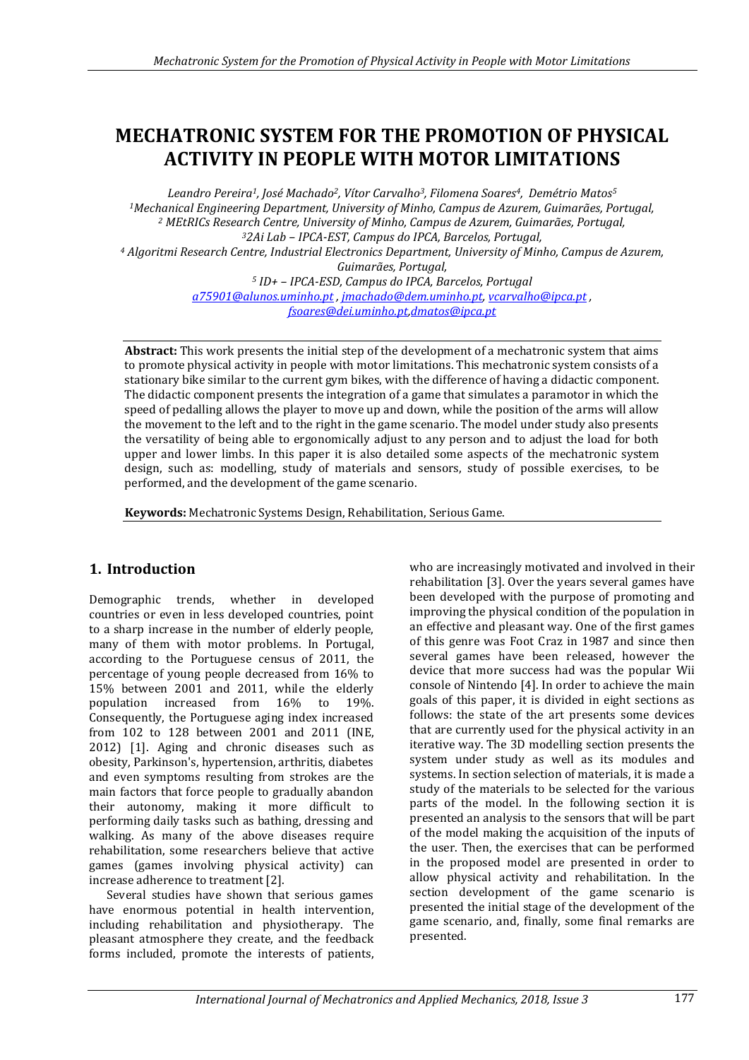# MECHATRONIC SYSTEM FOR THE PROMOTION OF PHYSICAL ACTIVITY IN PEOPLE WITH MOTOR LIMITATIONS

*Leandro Pereira[1], José Machado[2], Vítor Carvalho[3], Filomena Soares[4], Demétrio Matos[5]*
*[1]Mechanical Engineering Department, University of Minho, Campus de Azurem, Guimarães, Portugal,*
*[2] MEtRICs Research Centre, University of Minho, Campus de Azurem, Guimarães, Portugal,*
*[3]2Ai Lab – IPCA-EST, Campus do IPCA, Barcelos, Portugal,*
*[4] Algoritmi Research Centre, Industrial Electronics Department, University of Minho, Campus de Azurem, Guimarães, Portugal,*
*[5] ID+ – IPCA-ESD, Campus do IPCA, Barcelos, Portugal*
*a75901@alunos.uminho.pt , jmachado@dem.uminho.pt, vcarvalho@ipca.pt , fsoares@dei.uminho.pt,dmatos@ipca.pt*

**Abstract:** This work presents the initial step of the development of a mechatronic system that aims to promote physical activity in people with motor limitations. This mechatronic system consists of a stationary bike similar to the current gym bikes, with the difference of having a didactic component. The didactic component presents the integration of a game that simulates a paramotor in which the speed of pedalling allows the player to move up and down, while the position of the arms will allow the movement to the left and to the right in the game scenario. The model under study also presents the versatility of being able to ergonomically adjust to any person and to adjust the load for both upper and lower limbs. In this paper it is also detailed some aspects of the mechatronic system design, such as: modelling, study of materials and sensors, study of possible exercises, to be performed, and the development of the game scenario.

**Keywords:** Mechatronic Systems Design, Rehabilitation, Serious Game.

## 1. Introduction

Demographic trends, whether in developed countries or even in less developed countries, point to a sharp increase in the number of elderly people, many of them with motor problems. In Portugal, according to the Portuguese census of 2011, the percentage of young people decreased from 16% to 15% between 2001 and 2011, while the elderly population increased from 16% to 19%. Consequently, the Portuguese aging index increased from 102 to 128 between 2001 and 2011 (INE, 2012) [1]. Aging and chronic diseases such as obesity, Parkinson's, hypertension, arthritis, diabetes and even symptoms resulting from strokes are the main factors that force people to gradually abandon their autonomy, making it more difficult to performing daily tasks such as bathing, dressing and walking. As many of the above diseases require rehabilitation, some researchers believe that active games (games involving physical activity) can increase adherence to treatment [2].

Several studies have shown that serious games have enormous potential in health intervention, including rehabilitation and physiotherapy. The pleasant atmosphere they create, and the feedback forms included, promote the interests of patients, who are increasingly motivated and involved in their rehabilitation [3]. Over the years several games have been developed with the purpose of promoting and improving the physical condition of the population in an effective and pleasant way. One of the first games of this genre was Foot Craz in 1987 and since then several games have been released, however the device that more success had was the popular Wii console of Nintendo [4]. In order to achieve the main goals of this paper, it is divided in eight sections as follows: the state of the art presents some devices that are currently used for the physical activity in an iterative way. The 3D modelling section presents the system under study as well as its modules and systems. In section selection of materials, it is made a study of the materials to be selected for the various parts of the model. In the following section it is presented an analysis to the sensors that will be part of the model making the acquisition of the inputs of the user. Then, the exercises that can be performed in the proposed model are presented in order to allow physical activity and rehabilitation. In the section development of the game scenario is presented the initial stage of the development of the game scenario, and, finally, some final remarks are presented.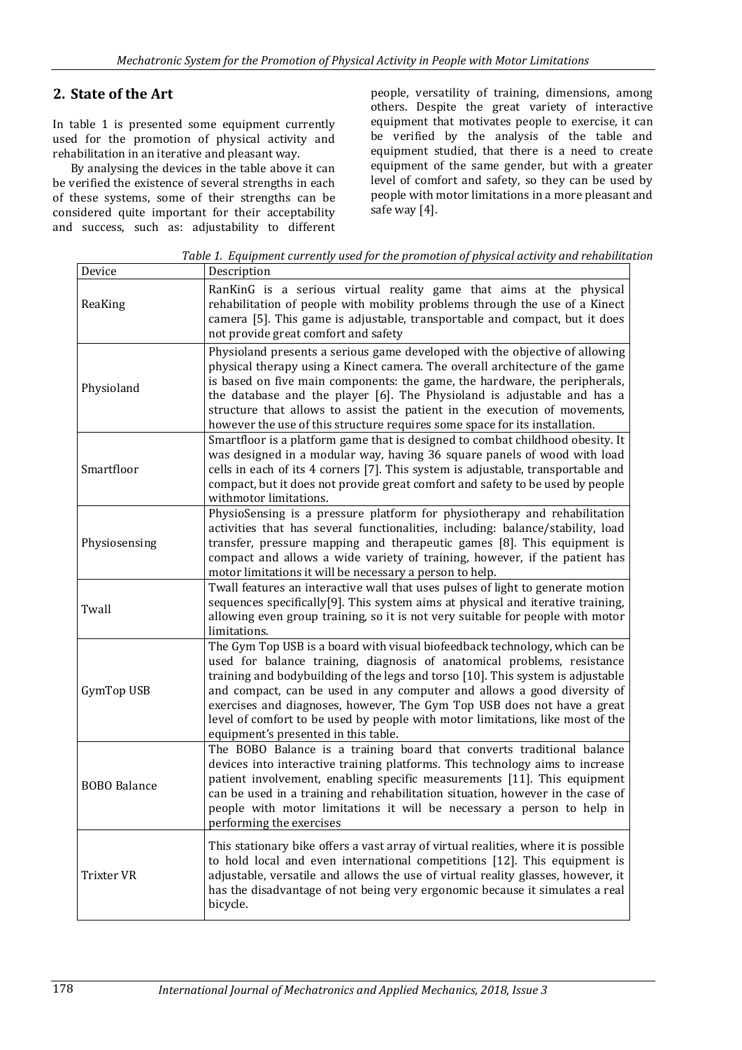## 2. State of the Art

In table 1 is presented some equipment currently used for the promotion of physical activity and rehabilitation in an iterative and pleasant way.

By analysing the devices in the table above it can be verified the existence of several strengths in each of these systems, some of their strengths can be considered quite important for their acceptability and success, such as: adjustability to different people, versatility of training, dimensions, among others. Despite the great variety of interactive equipment that motivates people to exercise, it can be verified by the analysis of the table and equipment studied, that there is a need to create equipment of the same gender, but with a greater level of comfort and safety, so they can be used by people with motor limitations in a more pleasant and safe way [4].

*Table 1. Equipment currently used for the promotion of physical activity and rehabilitation*

| Device | Description |
|---|---|
| ReaKing | RanKinG is a serious virtual reality game that aims at the physical rehabilitation of people with mobility problems through the use of a Kinect camera [5]. This game is adjustable, transportable and compact, but it does not provide great comfort and safety |
| Physioland | Physioland presents a serious game developed with the objective of allowing physical therapy using a Kinect camera. The overall architecture of the game is based on five main components: the game, the hardware, the peripherals, the database and the player [6]. The Physioland is adjustable and has a structure that allows to assist the patient in the execution of movements, however the use of this structure requires some space for its installation. |
| Smartfloor | Smartfloor is a platform game that is designed to combat childhood obesity. It was designed in a modular way, having 36 square panels of wood with load cells in each of its 4 corners [7]. This system is adjustable, transportable and compact, but it does not provide great comfort and safety to be used by people withmotor limitations. |
| Physiosensing | PhysioSensing is a pressure platform for physiotherapy and rehabilitation activities that has several functionalities, including: balance/stability, load transfer, pressure mapping and therapeutic games [8]. This equipment is compact and allows a wide variety of training, however, if the patient has motor limitations it will be necessary a person to help. |
| Twall | Twall features an interactive wall that uses pulses of light to generate motion sequences specifically[9]. This system aims at physical and iterative training, allowing even group training, so it is not very suitable for people with motor limitations. |
| GymTop USB | The Gym Top USB is a board with visual biofeedback technology, which can be used for balance training, diagnosis of anatomical problems, resistance training and bodybuilding of the legs and torso [10]. This system is adjustable and compact, can be used in any computer and allows a good diversity of exercises and diagnoses, however, The Gym Top USB does not have a great level of comfort to be used by people with motor limitations, like most of the equipment's presented in this table. |
| BOBO Balance | The BOBO Balance is a training board that converts traditional balance devices into interactive training platforms. This technology aims to increase patient involvement, enabling specific measurements [11]. This equipment can be used in a training and rehabilitation situation, however in the case of people with motor limitations it will be necessary a person to help in performing the exercises |
| Trixter VR | This stationary bike offers a vast array of virtual realities, where it is possible to hold local and even international competitions [12]. This equipment is adjustable, versatile and allows the use of virtual reality glasses, however, it has the disadvantage of not being very ergonomic because it simulates a real bicycle. |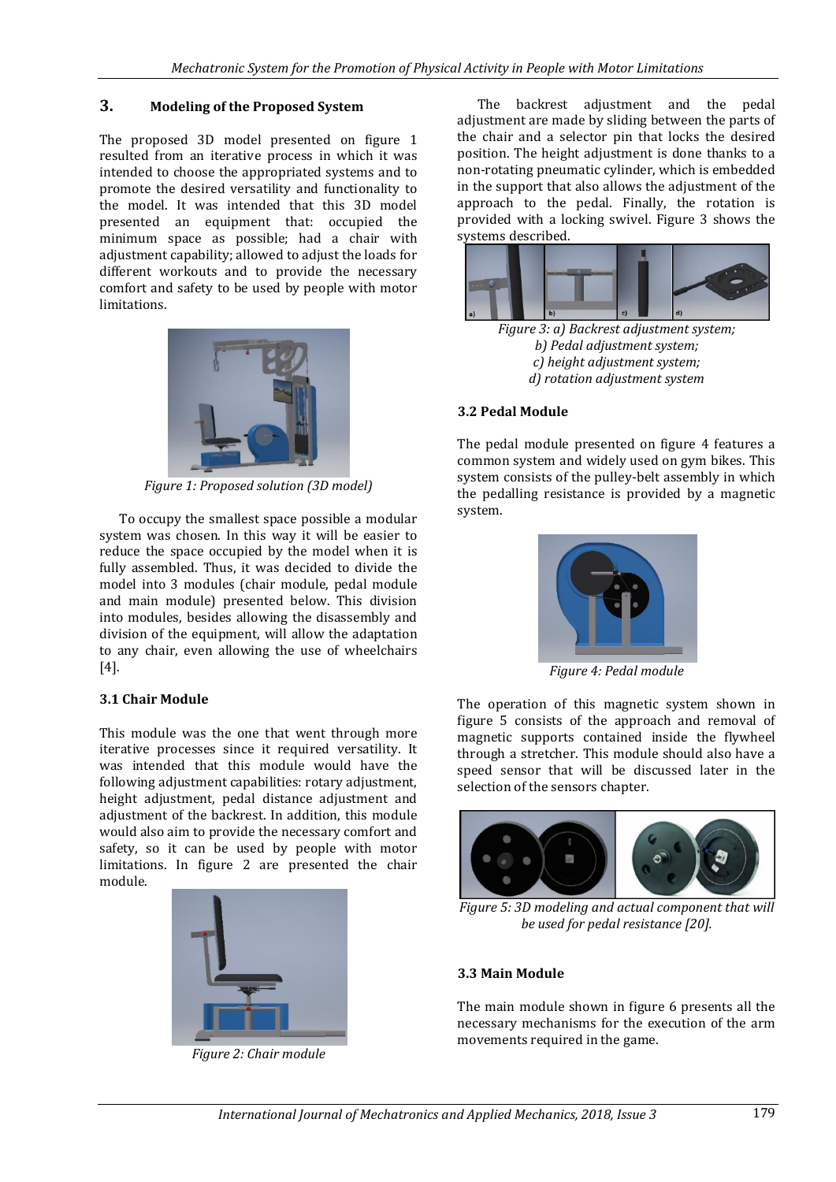## 3. Modeling of the Proposed System

The proposed 3D model presented on figure 1 resulted from an iterative process in which it was intended to choose the appropriated systems and to promote the desired versatility and functionality to the model. It was intended that this 3D model presented an equipment that: occupied the minimum space as possible; had a chair with adjustment capability; allowed to adjust the loads for different workouts and to provide the necessary comfort and safety to be used by people with motor limitations.

*Figure 1: Proposed solution (3D model)*

To occupy the smallest space possible a modular system was chosen. In this way it will be easier to reduce the space occupied by the model when it is fully assembled. Thus, it was decided to divide the model into 3 modules (chair module, pedal module and main module) presented below. This division into modules, besides allowing the disassembly and division of the equipment, will allow the adaptation to any chair, even allowing the use of wheelchairs [4].

### 3.1 Chair Module

This module was the one that went through more iterative processes since it required versatility. It was intended that this module would have the following adjustment capabilities: rotary adjustment, height adjustment, pedal distance adjustment and adjustment of the backrest. In addition, this module would also aim to provide the necessary comfort and safety, so it can be used by people with motor limitations. In figure 2 are presented the chair module.

*Figure 2: Chair module*

The backrest adjustment and the pedal adjustment are made by sliding between the parts of the chair and a selector pin that locks the desired position. The height adjustment is done thanks to a non-rotating pneumatic cylinder, which is embedded in the support that also allows the adjustment of the approach to the pedal. Finally, the rotation is provided with a locking swivel. Figure 3 shows the systems described.

*Figure 3: a) Backrest adjustment system;*
*b) Pedal adjustment system;*
*c) height adjustment system;*
*d) rotation adjustment system*

### 3.2 Pedal Module

The pedal module presented on figure 4 features a common system and widely used on gym bikes. This system consists of the pulley-belt assembly in which the pedalling resistance is provided by a magnetic system.

*Figure 4: Pedal module*

The operation of this magnetic system shown in figure 5 consists of the approach and removal of magnetic supports contained inside the flywheel through a stretcher. This module should also have a speed sensor that will be discussed later in the selection of the sensors chapter.

*Figure 5: 3D modeling and actual component that will be used for pedal resistance [20].*

### 3.3 Main Module

The main module shown in figure 6 presents all the necessary mechanisms for the execution of the arm movements required in the game.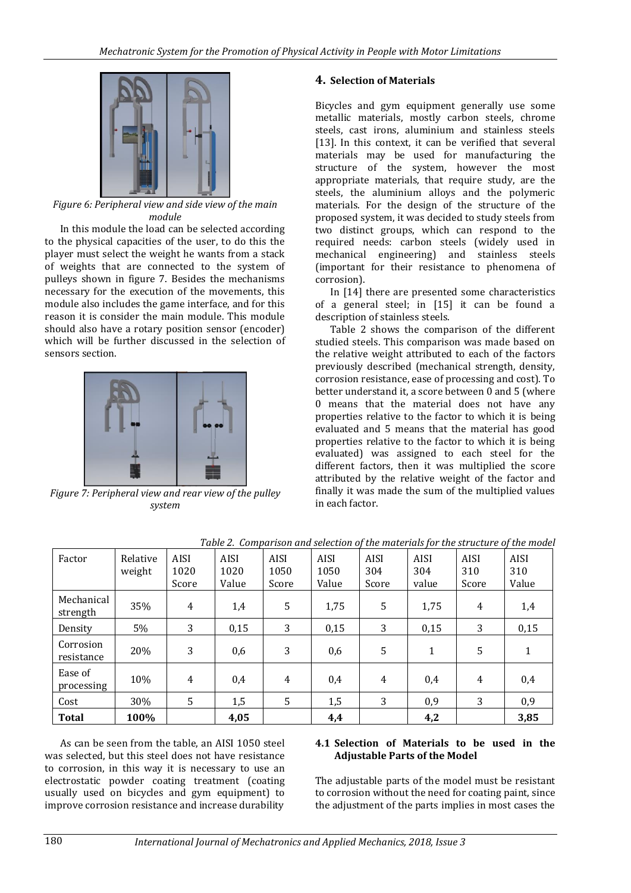*Figure 6: Peripheral view and side view of the main module*

In this module the load can be selected according to the physical capacities of the user, to do this the player must select the weight he wants from a stack of weights that are connected to the system of pulleys shown in figure 7. Besides the mechanisms necessary for the execution of the movements, this module also includes the game interface, and for this reason it is consider the main module. This module should also have a rotary position sensor (encoder) which will be further discussed in the selection of sensors section.

*Figure 7: Peripheral view and rear view of the pulley system*

## 4. Selection of Materials

Bicycles and gym equipment generally use some metallic materials, mostly carbon steels, chrome steels, cast irons, aluminium and stainless steels [13]. In this context, it can be verified that several materials may be used for manufacturing the structure of the system, however the most appropriate materials, that require study, are the steels, the aluminium alloys and the polymeric materials. For the design of the structure of the proposed system, it was decided to study steels from two distinct groups, which can respond to the required needs: carbon steels (widely used in mechanical engineering) and stainless steels (important for their resistance to phenomena of corrosion).

In [14] there are presented some characteristics of a general steel; in [15] it can be found a description of stainless steels.

Table 2 shows the comparison of the different studied steels. This comparison was made based on the relative weight attributed to each of the factors previously described (mechanical strength, density, corrosion resistance, ease of processing and cost). To better understand it, a score between 0 and 5 (where 0 means that the material does not have any properties relative to the factor to which it is being evaluated and 5 means that the material has good properties relative to the factor to which it is being evaluated) was assigned to each steel for the different factors, then it was multiplied the score attributed by the relative weight of the factor and finally it was made the sum of the multiplied values in each factor.

*Table 2. Comparison and selection of the materials for the structure of the model*

| Factor | Relative weight | AISI 1020 Score | AISI 1020 Value | AISI 1050 Score | AISI 1050 Value | AISI 304 Score | AISI 304 value | AISI 310 Score | AISI 310 Value |
|---|---|---|---|---|---|---|---|---|---|
| Mechanical strength | 35% | 4 | 1,4 | 5 | 1,75 | 5 | 1,75 | 4 | 1,4 |
| Density | 5% | 3 | 0,15 | 3 | 0,15 | 3 | 0,15 | 3 | 0,15 |
| Corrosion resistance | 20% | 3 | 0,6 | 3 | 0,6 | 5 | 1 | 5 | 1 |
| Ease of processing | 10% | 4 | 0,4 | 4 | 0,4 | 4 | 0,4 | 4 | 0,4 |
| Cost | 30% | 5 | 1,5 | 5 | 1,5 | 3 | 0,9 | 3 | 0,9 |
| **Total** | **100%** | | **4,05** | | **4,4** | | **4,2** | | **3,85** |

As can be seen from the table, an AISI 1050 steel was selected, but this steel does not have resistance to corrosion, in this way it is necessary to use an electrostatic powder coating treatment (coating usually used on bicycles and gym equipment) to improve corrosion resistance and increase durability

### 4.1 Selection of Materials to be used in the Adjustable Parts of the Model

The adjustable parts of the model must be resistant to corrosion without the need for coating paint, since the adjustment of the parts implies in most cases the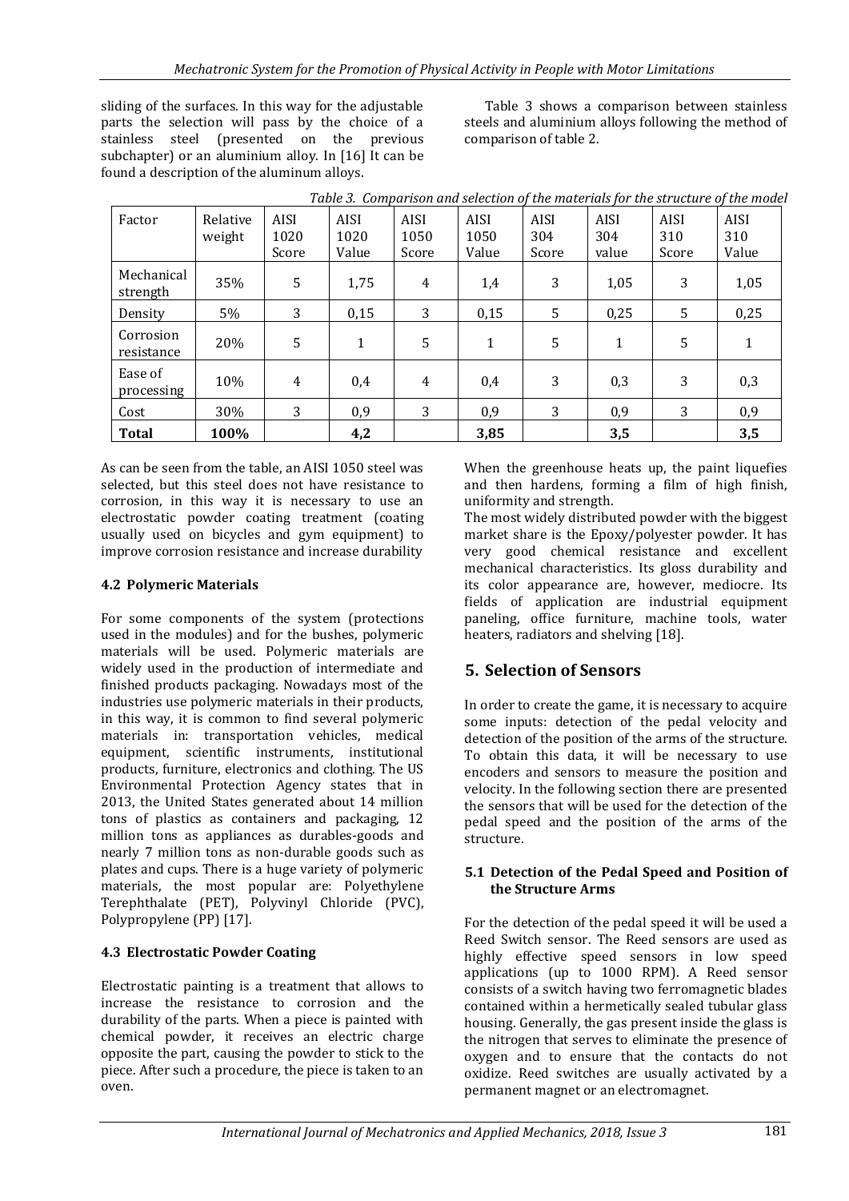sliding of the surfaces. In this way for the adjustable parts the selection will pass by the choice of a stainless steel (presented on the previous subchapter) or an aluminium alloy. In [16] It can be found a description of the aluminum alloys.

Table 3 shows a comparison between stainless steels and aluminium alloys following the method of comparison of table 2.

*Table 3. Comparison and selection of the materials for the structure of the model*

| Factor | Relative weight | AISI 1020 Score | AISI 1020 Value | AISI 1050 Score | AISI 1050 Value | AISI 304 Score | AISI 304 value | AISI 310 Score | AISI 310 Value |
|---|---|---|---|---|---|---|---|---|---|
| Mechanical strength | 35% | 5 | 1,75 | 4 | 1,4 | 3 | 1,05 | 3 | 1,05 |
| Density | 5% | 3 | 0,15 | 3 | 0,15 | 5 | 0,25 | 5 | 0,25 |
| Corrosion resistance | 20% | 5 | 1 | 5 | 1 | 5 | 1 | 5 | 1 |
| Ease of processing | 10% | 4 | 0,4 | 4 | 0,4 | 3 | 0,3 | 3 | 0,3 |
| Cost | 30% | 3 | 0,9 | 3 | 0,9 | 3 | 0,9 | 3 | 0,9 |
| **Total** | **100%** | | **4,2** | | **3,85** | | **3,5** | | **3,5** |

As can be seen from the table, an AISI 1050 steel was selected, but this steel does not have resistance to corrosion, in this way it is necessary to use an electrostatic powder coating treatment (coating usually used on bicycles and gym equipment) to improve corrosion resistance and increase durability

### 4.2 Polymeric Materials

For some components of the system (protections used in the modules) and for the bushes, polymeric materials will be used. Polymeric materials are widely used in the production of intermediate and finished products packaging. Nowadays most of the industries use polymeric materials in their products, in this way, it is common to find several polymeric materials in: transportation vehicles, medical equipment, scientific instruments, institutional products, furniture, electronics and clothing. The US Environmental Protection Agency states that in 2013, the United States generated about 14 million tons of plastics as containers and packaging, 12 million tons as appliances as durables-goods and nearly 7 million tons as non-durable goods such as plates and cups. There is a huge variety of polymeric materials, the most popular are: Polyethylene Terephthalate (PET), Polyvinyl Chloride (PVC), Polypropylene (PP) [17].

### 4.3 Electrostatic Powder Coating

Electrostatic painting is a treatment that allows to increase the resistance to corrosion and the durability of the parts. When a piece is painted with chemical powder, it receives an electric charge opposite the part, causing the powder to stick to the piece. After such a procedure, the piece is taken to an oven.

When the greenhouse heats up, the paint liquefies and then hardens, forming a film of high finish, uniformity and strength.

The most widely distributed powder with the biggest market share is the Epoxy/polyester powder. It has very good chemical resistance and excellent mechanical characteristics. Its gloss durability and its color appearance are, however, mediocre. Its fields of application are industrial equipment paneling, office furniture, machine tools, water heaters, radiators and shelving [18].

## 5. Selection of Sensors

In order to create the game, it is necessary to acquire some inputs: detection of the pedal velocity and detection of the position of the arms of the structure. To obtain this data, it will be necessary to use encoders and sensors to measure the position and velocity. In the following section there are presented the sensors that will be used for the detection of the pedal speed and the position of the arms of the structure.

### 5.1 Detection of the Pedal Speed and Position of the Structure Arms

For the detection of the pedal speed it will be used a Reed Switch sensor. The Reed sensors are used as highly effective speed sensors in low speed applications (up to 1000 RPM). A Reed sensor consists of a switch having two ferromagnetic blades contained within a hermetically sealed tubular glass housing. Generally, the gas present inside the glass is the nitrogen that serves to eliminate the presence of oxygen and to ensure that the contacts do not oxidize. Reed switches are usually activated by a permanent magnet or an electromagnet.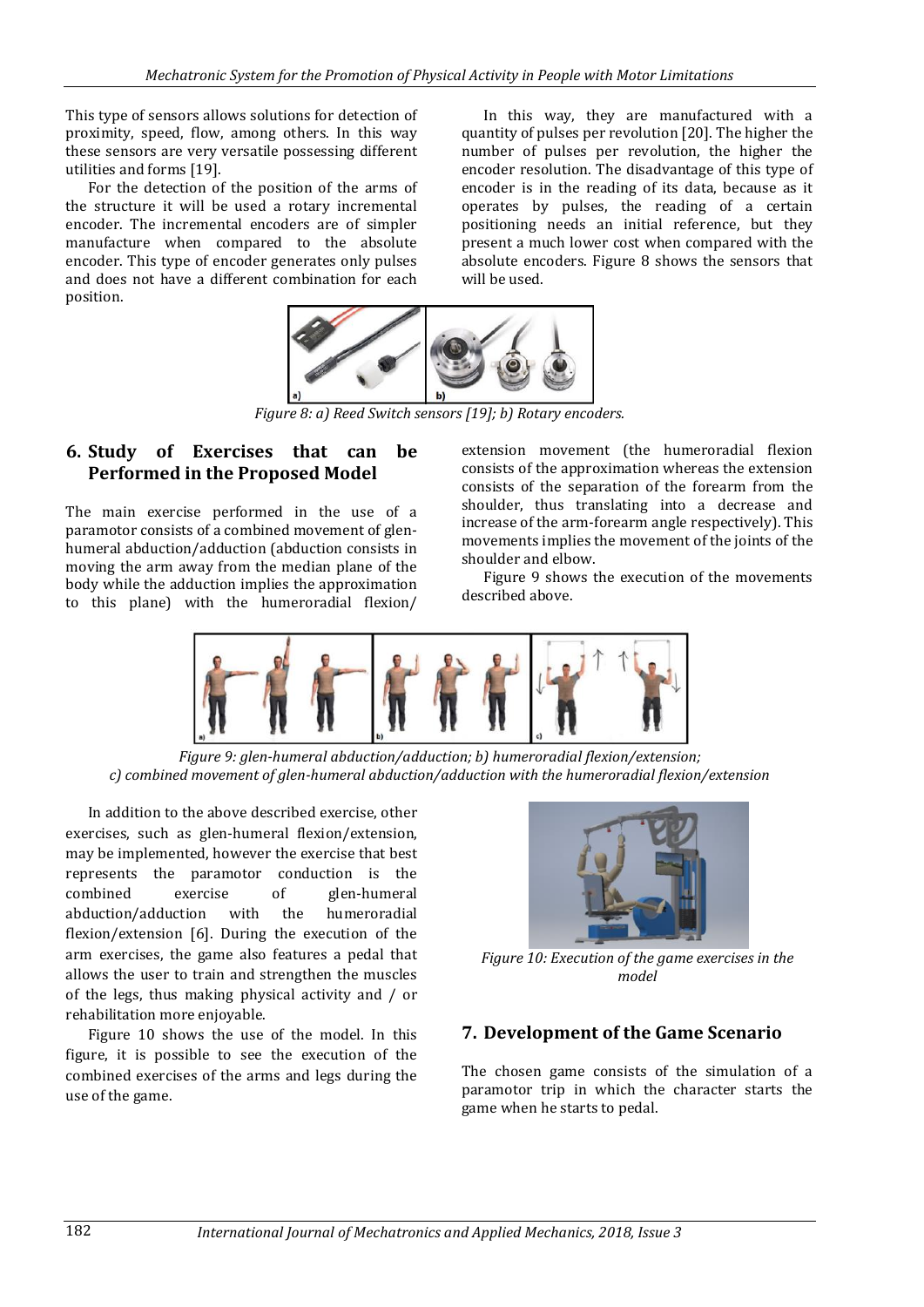This type of sensors allows solutions for detection of proximity, speed, flow, among others. In this way these sensors are very versatile possessing different utilities and forms [19].

For the detection of the position of the arms of the structure it will be used a rotary incremental encoder. The incremental encoders are of simpler manufacture when compared to the absolute encoder. This type of encoder generates only pulses and does not have a different combination for each position.

In this way, they are manufactured with a quantity of pulses per revolution [20]. The higher the number of pulses per revolution, the higher the encoder resolution. The disadvantage of this type of encoder is in the reading of its data, because as it operates by pulses, the reading of a certain positioning needs an initial reference, but they present a much lower cost when compared with the absolute encoders. Figure 8 shows the sensors that will be used.

*Figure 8: a) Reed Switch sensors [19]; b) Rotary encoders.*

## 6. Study of Exercises that can be Performed in the Proposed Model

The main exercise performed in the use of a paramotor consists of a combined movement of glen-humeral abduction/adduction (abduction consists in moving the arm away from the median plane of the body while the adduction implies the approximation to this plane) with the humeroradial flexion/extension movement (the humeroradial flexion consists of the approximation whereas the extension consists of the separation of the forearm from the shoulder, thus translating into a decrease and increase of the arm-forearm angle respectively). This movements implies the movement of the joints of the shoulder and elbow.

Figure 9 shows the execution of the movements described above.

*Figure 9: glen-humeral abduction/adduction; b) humeroradial flexion/extension; c) combined movement of glen-humeral abduction/adduction with the humeroradial flexion/extension*

In addition to the above described exercise, other exercises, such as glen-humeral flexion/extension, may be implemented, however the exercise that best represents the paramotor conduction is the combined exercise of glen-humeral abduction/adduction with the humeroradial flexion/extension [6]. During the execution of the arm exercises, the game also features a pedal that allows the user to train and strengthen the muscles of the legs, thus making physical activity and / or rehabilitation more enjoyable.

Figure 10 shows the use of the model. In this figure, it is possible to see the execution of the combined exercises of the arms and legs during the use of the game.

*Figure 10: Execution of the game exercises in the model*

## 7. Development of the Game Scenario

The chosen game consists of the simulation of a paramotor trip in which the character starts the game when he starts to pedal.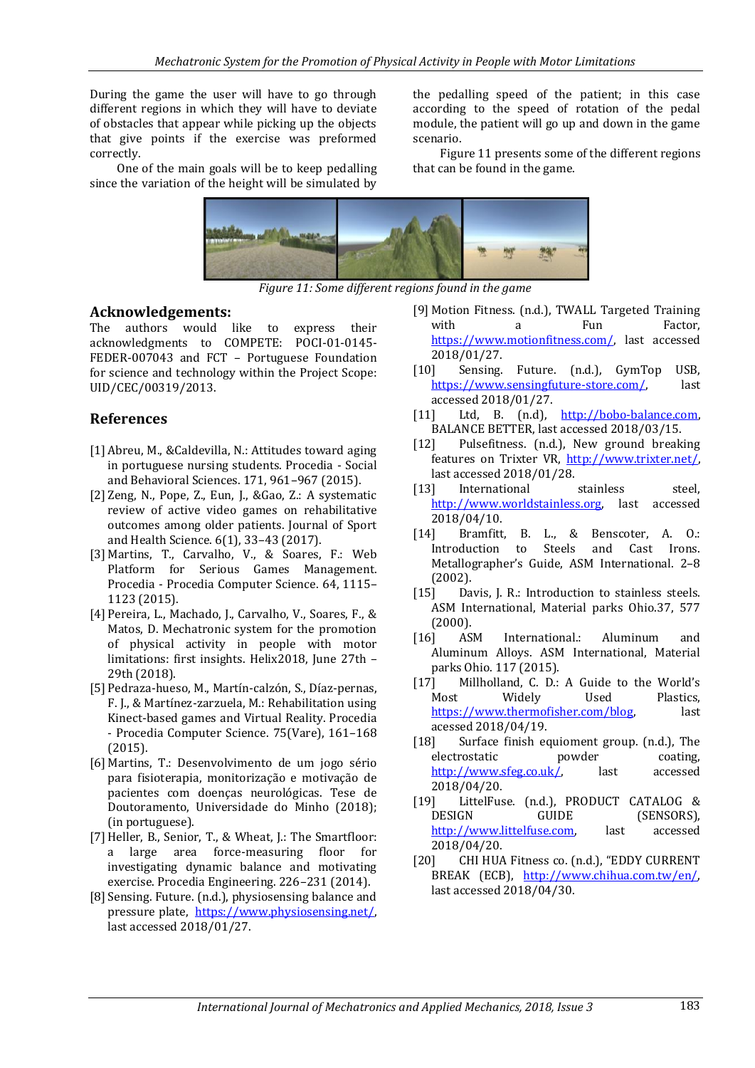During the game the user will have to go through different regions in which they will have to deviate of obstacles that appear while picking up the objects that give points if the exercise was preformed correctly.

One of the main goals will be to keep pedalling since the variation of the height will be simulated by the pedalling speed of the patient; in this case according to the speed of rotation of the pedal module, the patient will go up and down in the game scenario.

Figure 11 presents some of the different regions that can be found in the game.

*Figure 11: Some different regions found in the game*

## Acknowledgements:

The authors would like to express their acknowledgments to COMPETE: POCI-01-0145-FEDER-007043 and FCT – Portuguese Foundation for science and technology within the Project Scope: UID/CEC/00319/2013.

## References

[1] Abreu, M., &Caldevilla, N.: Attitudes toward aging in portuguese nursing students. Procedia - Social and Behavioral Sciences. 171, 961–967 (2015).

[2] Zeng, N., Pope, Z., Eun, J., &Gao, Z.: A systematic review of active video games on rehabilitative outcomes among older patients. Journal of Sport and Health Science. 6(1), 33–43 (2017).

[3] Martins, T., Carvalho, V., & Soares, F.: Web Platform for Serious Games Management. Procedia - Procedia Computer Science. 64, 1115–1123 (2015).

[4] Pereira, L., Machado, J., Carvalho, V., Soares, F., & Matos, D. Mechatronic system for the promotion of physical activity in people with motor limitations: first insights. Helix2018, June 27th – 29th (2018).

[5] Pedraza-hueso, M., Martín-calzón, S., Díaz-pernas, F. J., & Martínez-zarzuela, M.: Rehabilitation using Kinect-based games and Virtual Reality. Procedia - Procedia Computer Science. 75(Vare), 161–168 (2015).

[6] Martins, T.: Desenvolvimento de um jogo sério para fisioterapia, monitorização e motivação de pacientes com doenças neurológicas. Tese de Doutoramento, Universidade do Minho (2018); (in portuguese).

[7] Heller, B., Senior, T., & Wheat, J.: The Smartfloor: a large area force-measuring floor for investigating dynamic balance and motivating exercise. Procedia Engineering. 226–231 (2014).

[8] Sensing. Future. (n.d.), physiosensing balance and pressure plate, https://www.physiosensing.net/, last accessed 2018/01/27.

[9] Motion Fitness. (n.d.), TWALL Targeted Training with a Fun Factor, https://www.motionfitness.com/, last accessed 2018/01/27.

[10] Sensing. Future. (n.d.), GymTop USB, https://www.sensingfuture-store.com/, last accessed 2018/01/27.

[11] Ltd, B. (n.d), http://bobo-balance.com, BALANCE BETTER, last accessed 2018/03/15.

[12] Pulsefitness. (n.d.), New ground breaking features on Trixter VR, http://www.trixter.net/, last accessed 2018/01/28.

[13] International stainless steel, http://www.worldstainless.org, last accessed 2018/04/10.

[14] Bramfitt, B. L., & Benscoter, A. O.: Introduction to Steels and Cast Irons. Metallographer's Guide, ASM International. 2–8 (2002).

[15] Davis, J. R.: Introduction to stainless steels. ASM International, Material parks Ohio.37, 577 (2000).

[16] ASM International.: Aluminum and Aluminum Alloys. ASM International, Material parks Ohio. 117 (2015).

[17] Millholland, C. D.: A Guide to the World's Most Widely Used Plastics, https://www.thermofisher.com/blog, last acessed 2018/04/19.

[18] Surface finish equioment group. (n.d.), The electrostatic powder coating, http://www.sfeg.co.uk/, last accessed 2018/04/20.

[19] LittelFuse. (n.d.), PRODUCT CATALOG & DESIGN GUIDE (SENSORS), http://www.littelfuse.com, last accessed 2018/04/20.

[20] CHI HUA Fitness co. (n.d.), "EDDY CURRENT BREAK (ECB), http://www.chihua.com.tw/en/, last accessed 2018/04/30.